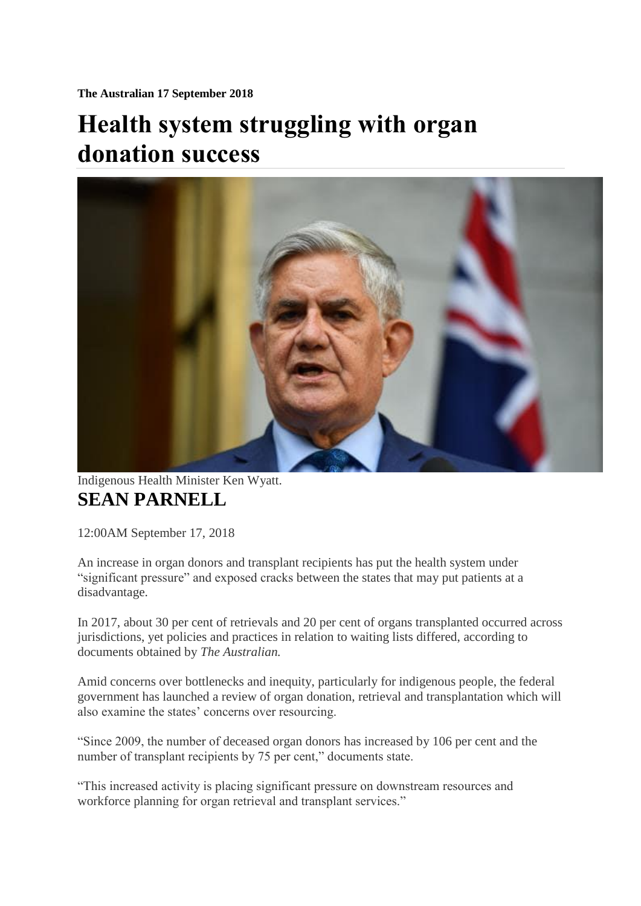**The Australian 17 September 2018**

# Health system struggling with organ donation success

Indigenous Health Minister Ken Wyatt.

## SEAN PARNELL

12:00AM September 17, 2018

An increase in organ donors and transplant recipients has put the health system under "significant pressure" and exposed cracks between the states that may put patients at a disadvantage.

In 2017, about 30 per cent of retrievals and 20 per cent of organs transplanted occurred across jurisdictions, yet policies and practices in relation to waiting lists differed, according to documents obtained by *The Australian.*

Amid concerns over bottlenecks and inequity, particularly for indigenous people, the federal government has launched a review of organ donation, retrieval and transplantation which will also examine the states' concerns over resourcing.

"Since 2009, the number of deceased organ donors has increased by 106 per cent and the number of transplant recipients by 75 per cent," documents state.

"This increased activity is placing significant pressure on downstream resources and workforce planning for organ retrieval and transplant services."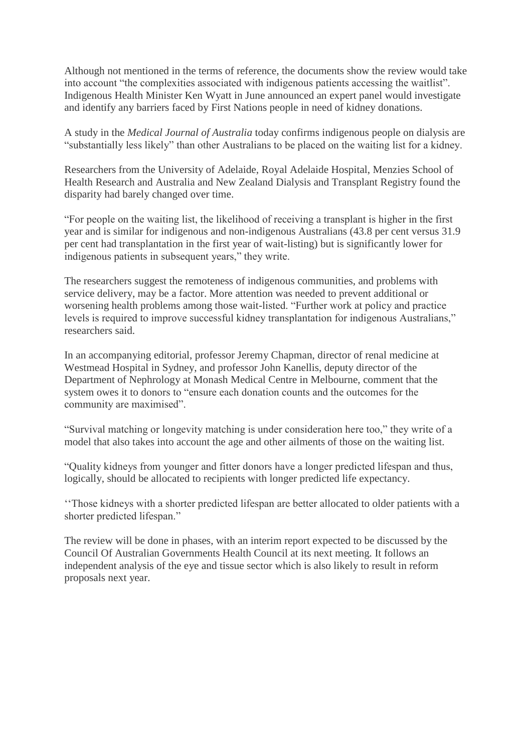Although not mentioned in the terms of reference, the documents show the review would take into account "the complexities associated with indigenous patients accessing the waitlist". Indigenous Health Minister Ken Wyatt in June announced an expert panel would investigate and identify any barriers faced by First Nations people in need of kidney donations.

A study in the *Medical Journal of Australia* today confirms indigenous people on dialysis are "substantially less likely" than other Australians to be placed on the waiting list for a kidney.

Researchers from the University of Adelaide, Royal Adelaide Hospital, Menzies School of Health Research and Australia and New Zealand Dialysis and Transplant Registry found the disparity had barely changed over time.

"For people on the waiting list, the likelihood of receiving a transplant is higher in the first year and is similar for indigenous and non-indigenous Australians (43.8 per cent versus 31.9 per cent had transplantation in the first year of wait-listing) but is significantly lower for indigenous patients in subsequent years," they write.

The researchers suggest the remoteness of indigenous communities, and problems with service delivery, may be a factor. More attention was needed to prevent additional or worsening health problems among those wait-listed. "Further work at policy and practice levels is required to improve successful kidney transplantation for indigenous Australians," researchers said.

In an accompanying editorial, professor Jeremy Chapman, director of renal medicine at Westmead Hospital in Sydney, and professor John Kanellis, deputy director of the Department of Nephrology at Monash Medical Centre in Melbourne, comment that the system owes it to donors to "ensure each donation counts and the outcomes for the community are maximised".

"Survival matching or longevity matching is under consideration here too," they write of a model that also takes into account the age and other ailments of those on the waiting list.

"Quality kidneys from younger and fitter donors have a longer predicted lifespan and thus, logically, should be allocated to recipients with longer predicted life expectancy.

''Those kidneys with a shorter predicted lifespan are better allocated to older patients with a shorter predicted lifespan."

The review will be done in phases, with an interim report expected to be discussed by the Council Of Australian Governments Health Council at its next meeting. It follows an independent analysis of the eye and tissue sector which is also likely to result in reform proposals next year.